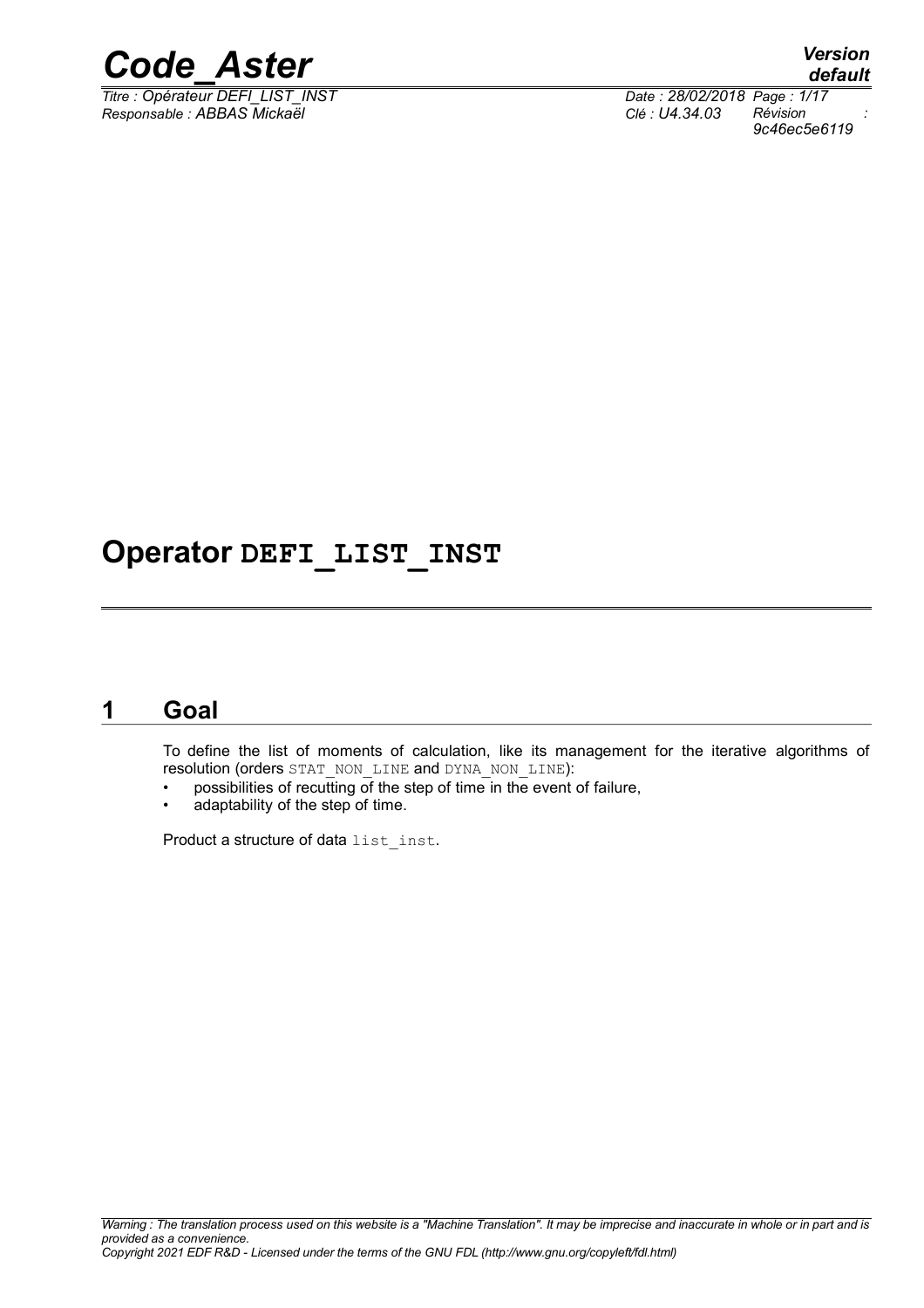# Operator DEFI_LIST_INST

## 1 Goal

To define the list of moments of calculation, like its management for the iterative algorithms of resolution (orders STAT_NON_LINE and DYNA_NON_LINE):

- possibilities of recutting of the step of time in the event of failure,
- adaptability of the step of time.

Product a structure of data list_inst.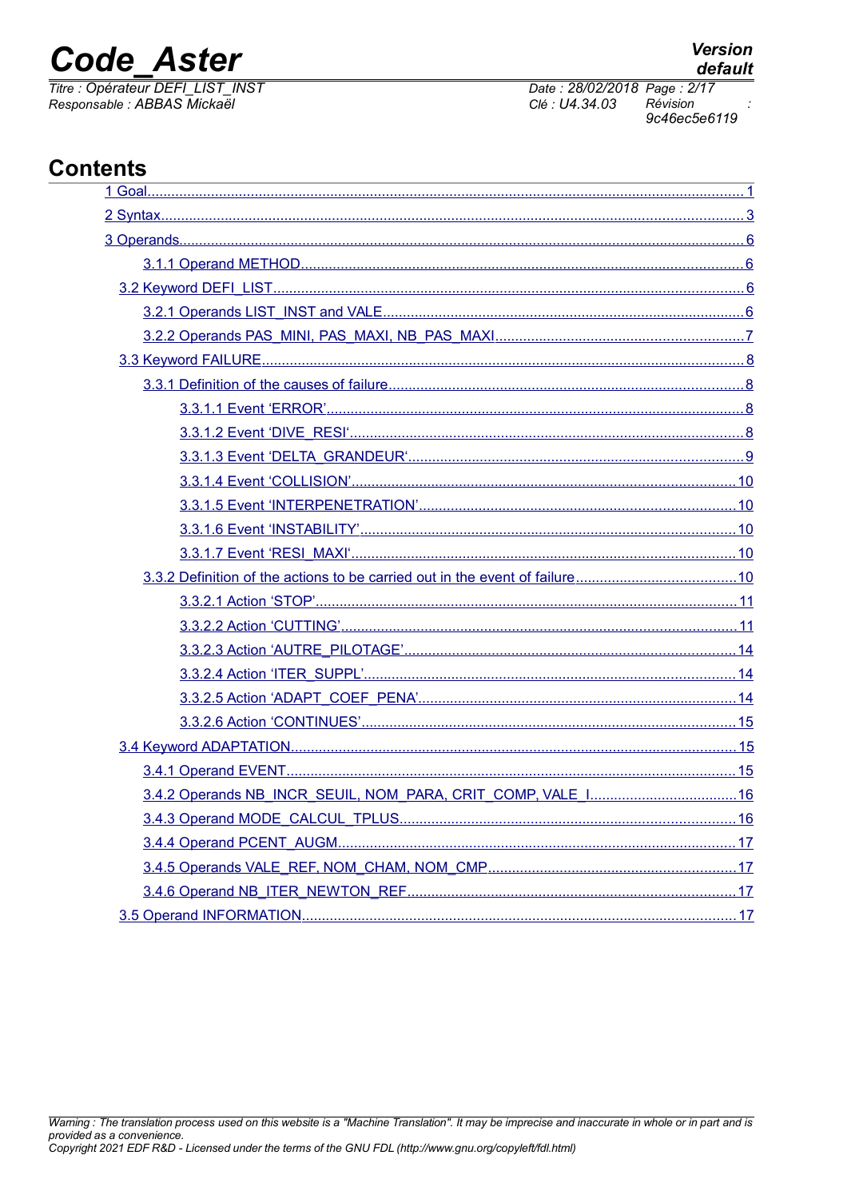# Contents

- 1 Goal....1
- 2 Syntax....3
- 3 Operands....6
    - 3.1.1 Operand METHOD....6
  - 3.2 Keyword DEFI_LIST....6
    - 3.2.1 Operands LIST_INST and VALE....6
    - 3.2.2 Operands PAS_MINI, PAS_MAXI, NB_PAS_MAXI....7
  - 3.3 Keyword FAILURE....8
    - 3.3.1 Definition of the causes of failure....8
      - 3.3.1.1 Event 'ERROR'....8
      - 3.3.1.2 Event 'DIVE_RESI'....8
      - 3.3.1.3 Event 'DELTA_GRANDEUR'....9
      - 3.3.1.4 Event 'COLLISION'....10
      - 3.3.1.5 Event 'INTERPENETRATION'....10
      - 3.3.1.6 Event 'INSTABILITY'....10
      - 3.3.1.7 Event 'RESI_MAXI'....10
    - 3.3.2 Definition of the actions to be carried out in the event of failure....10
      - 3.3.2.1 Action 'STOP'....11
      - 3.3.2.2 Action 'CUTTING'....11
      - 3.3.2.3 Action 'AUTRE_PILOTAGE'....14
      - 3.3.2.4 Action 'ITER_SUPPL'....14
      - 3.3.2.5 Action 'ADAPT_COEF_PENA'....14
      - 3.3.2.6 Action 'CONTINUES'....15
  - 3.4 Keyword ADAPTATION....15
    - 3.4.1 Operand EVENT....15
    - 3.4.2 Operands NB_INCR_SEUIL, NOM_PARA, CRIT_COMP, VALE_I....16
    - 3.4.3 Operand MODE_CALCUL_TPLUS....16
    - 3.4.4 Operand PCENT_AUGM....17
    - 3.4.5 Operands VALE_REF, NOM_CHAM, NOM_CMP....17
    - 3.4.6 Operand NB_ITER_NEWTON_REF....17
  - 3.5 Operand INFORMATION....17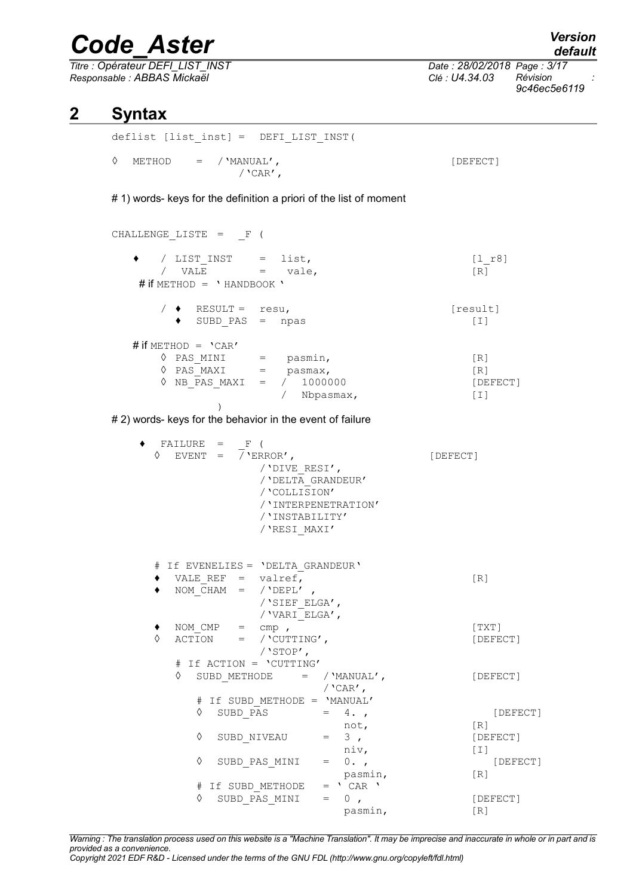# 2 Syntax

```
deflist [list_inst] =  DEFI_LIST_INST(

◊  METHOD    =  /'MANUAL',                              [DEFECT]
                /'CAR',
```

# 1) words- keys for the definition a priori of the list of moment

```
CHALLENGE_LISTE  =   _F (

   ♦   / LIST_INST     =  list,                          [l_r8]
       /  VALE         =   vale,                         [R]
   # if METHOD = ' HANDBOOK '

       / ♦  RESULT =  resu,                             [result]
         ♦  SUBD_PAS  =  npas                              [I]

   # if METHOD = 'CAR'
       ◊ PAS_MINI      =   pasmin,                         [R]
       ◊ PAS_MAXI      =   pasmax,                         [R]
       ◊ NB_PAS_MAXI   =  /  1000000                       [DEFECT]
                          /  Nbpasmax,                     [I]
                )
```

# 2) words- keys for the behavior in the event of failure

```
   ♦   FAILURE   =   _F (
     ◊  EVENT  =  /'ERROR',                          [DEFECT]
                  /'DIVE_RESI',
                  /'DELTA_GRANDEUR'
                  /'COLLISION'
                  /'INTERPENETRATION'
                  /'INSTABILITY'
                  /'RESI_MAXI'


     # If EVENELIES = 'DELTA_GRANDEUR'
     ♦  VALE_REF  =  valref,                             [R]
     ♦  NOM_CHAM  =  /'DEPL' ,
                     /'SIEF_ELGA',
                     /'VARI_ELGA',
     ♦  NOM_CMP   =  cmp ,                               [TXT]
     ◊  ACTION    =  /'CUTTING',                         [DEFECT]
                     /'STOP',
        # If ACTION = 'CUTTING'
        ◊   SUBD_METHODE     =  /'MANUAL',               [DEFECT]
                                /'CAR',
           # If SUBD_METHODE = 'MANUAL'
           ◊   SUBD_PAS         =  4. ,                     [DEFECT]
                                   not,                  [R]
           ◊   SUBD_NIVEAU      =  3 ,                   [DEFECT]
                                   niv,                  [I]
           ◊   SUBD_PAS_MINI    =  0. ,                     [DEFECT]
                                   pasmin,               [R]
           # If SUBD_METHODE    = ' CAR '
           ◊   SUBD_PAS_MINI    =  0 ,                   [DEFECT]
                                   pasmin,               [R]
```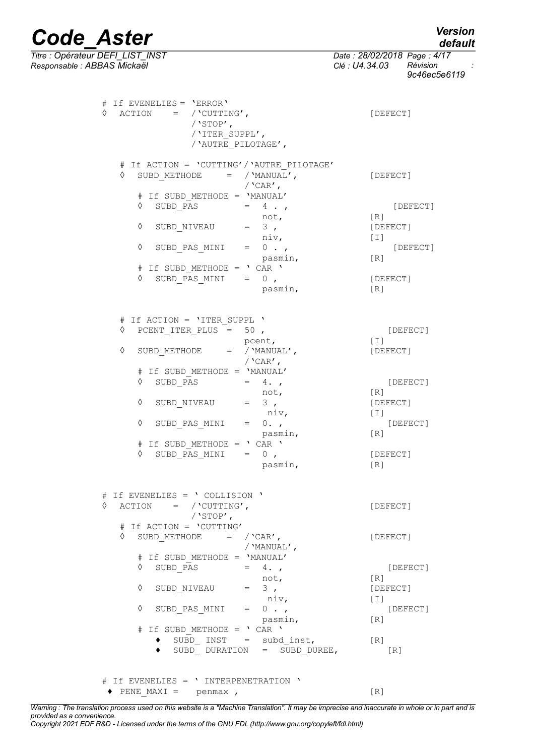```
# If EVENELIES = 'ERROR'
◊  ACTION    =  /'CUTTING',                          [DEFECT]
                /'STOP',
                /'ITER_SUPPL',
                /'AUTRE_PILOTAGE',

   # If ACTION = 'CUTTING'/'AUTRE_PILOTAGE'
   ◊  SUBD_METHODE     =  /'MANUAL',                 [DEFECT]
                          /'CAR',
      # If SUBD_METHODE = 'MANUAL'
      ◊  SUBD_PAS         =  4 . ,                      [DEFECT]
                             not,                    [R]
      ◊  SUBD_NIVEAU      =  3 ,                     [DEFECT]
                             niv,                    [I]
      ◊  SUBD_PAS_MINI    =  0 . ,                      [DEFECT]
                             pasmin,                 [R]
      # If SUBD_METHODE = ' CAR '
      ◊  SUBD_PAS_MINI    =  0 ,                     [DEFECT]
                             pasmin,                 [R]


   # If ACTION = 'ITER_SUPPL '
   ◊  PCENT_ITER_PLUS  =  50 ,                          [DEFECT]
                          pcent,                     [I]
   ◊  SUBD_METHODE     =  /'MANUAL',                 [DEFECT]
                          /'CAR',
      # If SUBD_METHODE = 'MANUAL'
      ◊  SUBD_PAS         =  4. ,                       [DEFECT]
                             not,                    [R]
      ◊  SUBD_NIVEAU      =  3 ,                     [DEFECT]
                             niv,                    [I]
      ◊  SUBD_PAS_MINI    =  0. ,                       [DEFECT]
                             pasmin,                 [R]
      # If SUBD_METHODE = ' CAR '
      ◊  SUBD_PAS_MINI    =  0 ,                     [DEFECT]
                             pasmin,                 [R]


# If EVENELIES = ' COLLISION '
◊  ACTION    =  /'CUTTING',                          [DEFECT]
                /'STOP',
   # If ACTION = 'CUTTING'
   ◊  SUBD_METHODE     =  /'CAR',                    [DEFECT]
                          /'MANUAL',
      # If SUBD_METHODE = 'MANUAL'
      ◊  SUBD_PAS         =  4. ,                       [DEFECT]
                             not,                    [R]
      ◊  SUBD_NIVEAU      =  3 ,                     [DEFECT]
                             niv,                    [I]
      ◊  SUBD_PAS_MINI    =  0 . ,                      [DEFECT]
                             pasmin,                 [R]
      # If SUBD_METHODE = ' CAR '
         ♦  SUBD_ INST    =  subd_inst,              [R]
         ♦  SUBD_ DURATION   =  SUBD_DUREE,             [R]


# If EVENELIES = ' INTERPENETRATION '
 ♦ PENE_MAXI =    penmax ,                           [R]
```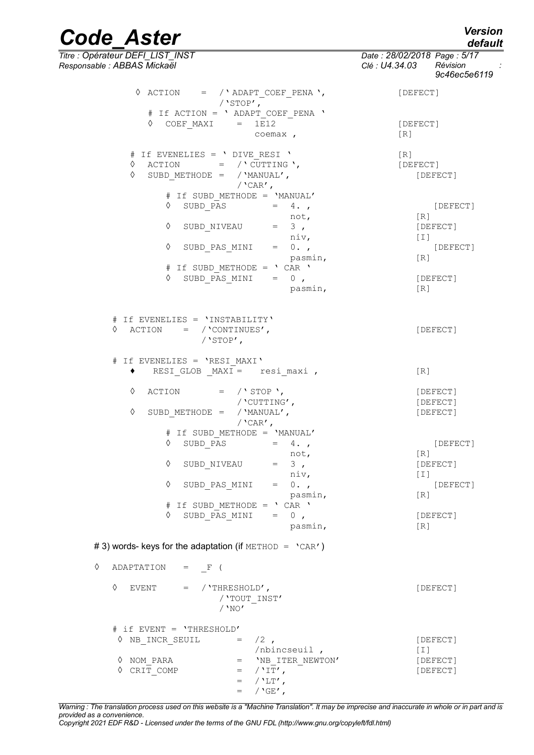```
◊ ACTION    = /'ADAPT_COEF_PENA',                    [DEFECT]
               /'STOP',
  # If ACTION = 'ADAPT_COEF_PENA'
  ◊  COEF_MAXI    =  1E12                            [DEFECT]
                     coemax ,                         [R]

# If EVENELIES = 'DIVE_RESI'                          [R]
◊  ACTION       = /'CUTTING',                         [DEFECT]
◊  SUBD_METHODE = /'MANUAL',                             [DEFECT]
                  /'CAR',
     # If SUBD_METHODE = 'MANUAL'
     ◊  SUBD_PAS        =  4. ,                            [DEFECT]
                           not,                       [R]
     ◊  SUBD_NIVEAU     =  3 ,                        [DEFECT]
                           niv,                       [I]
     ◊  SUBD_PAS_MINI   =  0. ,                          [DEFECT]
                           pasmin,                    [R]
     # If SUBD_METHODE = 'CAR'
     ◊  SUBD_PAS_MINI   =  0 ,                        [DEFECT]
                           pasmin,                    [R]


# If EVENELIES = 'INSTABILITY'
◊  ACTION    =  /'CONTINUES',                              [DEFECT]
                /'STOP',

# If EVENELIES = 'RESI_MAXI'
   ♦   RESI_GLOB _MAXI =   resi_maxi ,                     [R]

   ◊  ACTION       = /'STOP',                              [DEFECT]
                     /'CUTTING',                           [DEFECT]
   ◊  SUBD_METHODE = /'MANUAL',                            [DEFECT]
                     /'CAR',
        # If SUBD_METHODE = 'MANUAL'
        ◊  SUBD_PAS        =  4. ,                            [DEFECT]
                              not,                         [R]
        ◊  SUBD_NIVEAU     =  3 ,                          [DEFECT]
                              niv,                         [I]
        ◊  SUBD_PAS_MINI   =  0. ,                            [DEFECT]
                              pasmin,                      [R]
        # If SUBD_METHODE = 'CAR'
        ◊  SUBD_PAS_MINI   =  0 ,                          [DEFECT]
                              pasmin,                      [R]
```

# 3) words- keys for the adaptation (if `METHOD = 'CAR'`)

```
◊  ADAPTATION   =  _F (

   ◊  EVENT      =  /'THRESHOLD',                          [DEFECT]
                    /'TOUT_INST'
                    /'NO'

   # if EVENT = 'THRESHOLD'
    ◊ NB_INCR_SEUIL      =  /2 ,                           [DEFECT]
                            /nbincseuil ,                  [I]
    ◊ NOM_PARA           =  'NB_ITER_NEWTON'               [DEFECT]
    ◊ CRIT_COMP          =  /'IT',                         [DEFECT]
                         =  /'LT',
                         =  /'GE',
```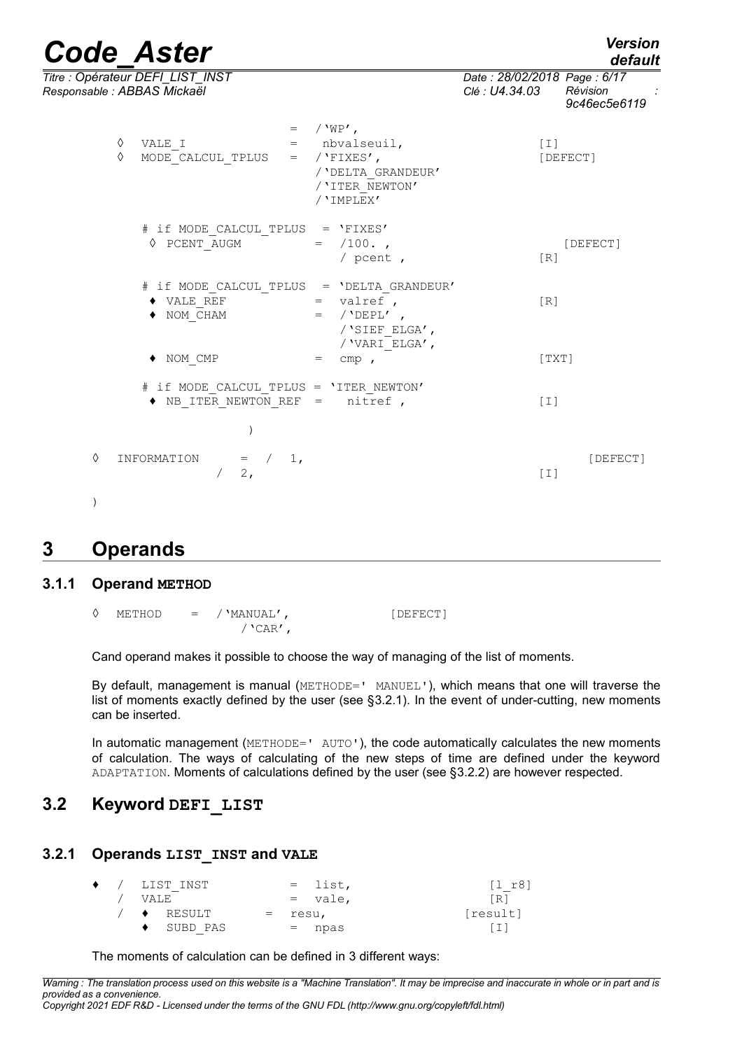```
                              =  /'WP',
    ◊  VALE_I                 =   nbvalseuil,                  [I]
    ◊  MODE_CALCUL_TPLUS      =  /'FIXES',                     [DEFECT]
                                 /'DELTA_GRANDEUR'
                                 /'ITER_NEWTON'
                                 /'IMPLEX'

       # if MODE_CALCUL_TPLUS  = 'FIXES'
        ◊ PCENT_AUGM           =  /100. ,                      [DEFECT]
                                  / pcent ,                    [R]

       # if MODE_CALCUL_TPLUS  = 'DELTA_GRANDEUR'
        ♦ VALE_REF             =  valref ,                     [R]
        ♦ NOM_CHAM             =  /'DEPL' ,
                                  /'SIEF_ELGA',
                                  /'VARI_ELGA',
        ♦ NOM_CMP              =  cmp ,                        [TXT]

       # if MODE_CALCUL_TPLUS = 'ITER_NEWTON'
        ♦ NB_ITER_NEWTON_REF  =    nitref ,                    [I]

                    )

◊   INFORMATION      =  /  1,                                  [DEFECT]
                        /  2,                                  [I]

)
```

# 3 Operands

### 3.1.1 Operand METHOD

```
◊  METHOD    =  /'MANUAL',              [DEFECT]
                /'CAR',
```

Cand operand makes it possible to choose the way of managing of the list of moments.

By default, management is manual (METHODE=' MANUEL'), which means that one will traverse the list of moments exactly defined by the user (see §3.2.1). In the event of under-cutting, new moments can be inserted.

In automatic management (METHODE=' AUTO'), the code automatically calculates the new moments of calculation. The ways of calculating of the new steps of time are defined under the keyword ADAPTATION. Moments of calculations defined by the user (see §3.2.2) are however respected.

## 3.2 Keyword DEFI_LIST

### 3.2.1 Operands LIST_INST and VALE

```
♦  /  LIST_INST           =  list,                [l_r8]
   /  VALE                =  vale,                [R]
   /  ♦  RESULT        =  resu,                  [result]
      ♦  SUBD_PAS         =  npas                 [I]
```

The moments of calculation can be defined in 3 different ways: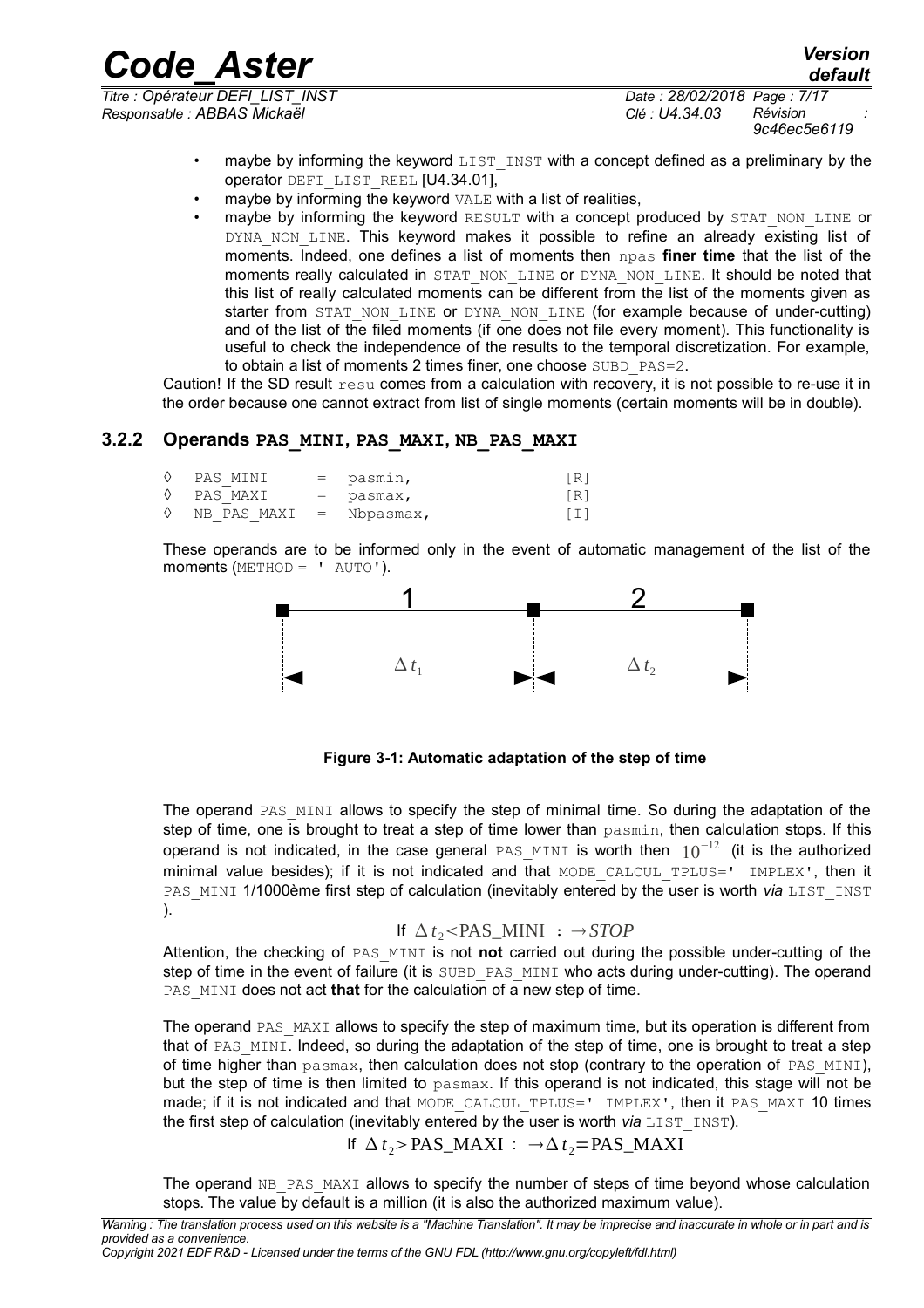- maybe by informing the keyword LIST_INST with a concept defined as a preliminary by the operator DEFI_LIST_REEL [U4.34.01],
- maybe by informing the keyword VALE with a list of realities,
- maybe by informing the keyword RESULT with a concept produced by STAT_NON_LINE or DYNA_NON_LINE. This keyword makes it possible to refine an already existing list of moments. Indeed, one defines a list of moments then npas **finer time** that the list of the moments really calculated in STAT_NON_LINE or DYNA_NON_LINE. It should be noted that this list of really calculated moments can be different from the list of the moments given as starter from STAT_NON_LINE or DYNA_NON_LINE (for example because of under-cutting) and of the list of the filed moments (if one does not file every moment). This functionality is useful to check the independence of the results to the temporal discretization. For example, to obtain a list of moments 2 times finer, one choose SUBD_PAS=2.

Caution! If the SD result resu comes from a calculation with recovery, it is not possible to re-use it in the order because one cannot extract from list of single moments (certain moments will be in double).

### 3.2.2 Operands PAS_MINI, PAS_MAXI, NB_PAS_MAXI

```
◊  PAS_MINI     =  pasmin,          [R]
◊  PAS_MAXI     =  pasmax,          [R]
◊  NB_PAS_MAXI  =  Nbpasmax,        [I]
```

These operands are to be informed only in the event of automatic management of the list of the moments (METHODE = ' AUTO').

1
2
$\Delta t_1$
$\Delta t_2$

**Figure 3-1: Automatic adaptation of the step of time**

The operand PAS_MINI allows to specify the step of minimal time. So during the adaptation of the step of time, one is brought to treat a step of time lower than pasmin, then calculation stops. If this operand is not indicated, in the case general PAS_MINI is worth then $10^{-12}$ (it is the authorized minimal value besides); if it is not indicated and that MODE_CALCUL_TPLUS=' IMPLEX', then it PAS_MINI 1/1000ème first step of calculation (inevitably entered by the user is worth *via* LIST_INST ).

$$\text{If } \Delta t_2 < \text{PAS\_MINI} \; : \; \rightarrow STOP$$

Attention, the checking of PAS_MINI is not **not** carried out during the possible under-cutting of the step of time in the event of failure (it is SUBD_PAS_MINI who acts during under-cutting). The operand PAS_MINI does not act **that** for the calculation of a new step of time.

The operand PAS_MAXI allows to specify the step of maximum time, but its operation is different from that of PAS_MINI. Indeed, so during the adaptation of the step of time, one is brought to treat a step of time higher than pasmax, then calculation does not stop (contrary to the operation of PAS_MINI), but the step of time is then limited to pasmax. If this operand is not indicated, this stage will not be made; if it is not indicated and that MODE_CALCUL_TPLUS=' IMPLEX', then it PAS_MAXI 10 times the first step of calculation (inevitably entered by the user is worth *via* LIST_INST).

$$\text{If } \Delta t_2 > \text{PAS\_MAXI} \; : \; \rightarrow \Delta t_2 = \text{PAS\_MAXI}$$

The operand NB_PAS_MAXI allows to specify the number of steps of time beyond whose calculation stops. The value by default is a million (it is also the authorized maximum value).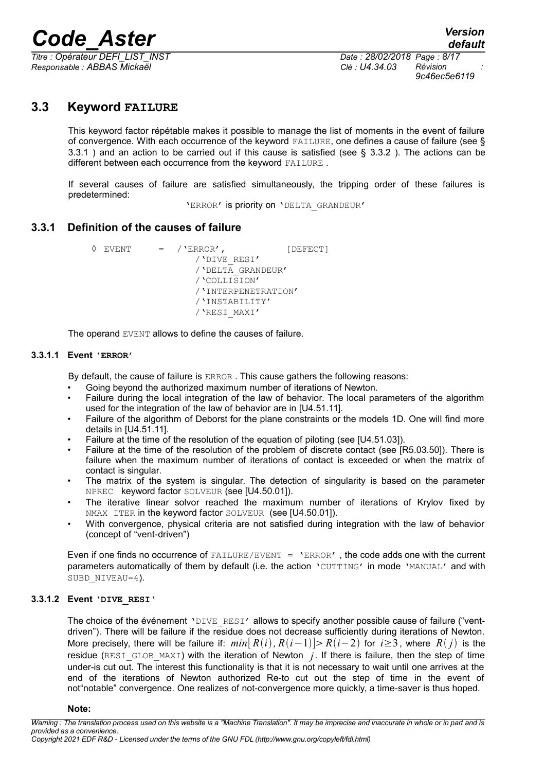## 3.3 Keyword FAILURE

This keyword factor répétable makes it possible to manage the list of moments in the event of failure of convergence. With each occurrence of the keyword FAILURE, one defines a cause of failure (see § 3.3.1 ) and an action to be carried out if this cause is satisfied (see § 3.3.2 ). The actions can be different between each occurrence from the keyword FAILURE .

If several causes of failure are satisfied simultaneously, the tripping order of these failures is predetermined:

'ERROR' is priority on 'DELTA_GRANDEUR'

### 3.3.1 Definition of the causes of failure

```
◊ EVENT      =  /'ERROR',            [DEFECT]
                /'DIVE_RESI'
                /'DELTA_GRANDEUR'
                /'COLLISION'
                /'INTERPENETRATION'
                /'INSTABILITY'
                /'RESI_MAXI'
```

The operand EVENT allows to define the causes of failure.

#### 3.3.1.1 Event 'ERROR'

By default, the cause of failure is ERROR . This cause gathers the following reasons:

- Going beyond the authorized maximum number of iterations of Newton.
- Failure during the local integration of the law of behavior. The local parameters of the algorithm used for the integration of the law of behavior are in [U4.51.11].
- Failure of the algorithm of Deborst for the plane constraints or the models 1D. One will find more details in [U4.51.11].
- Failure at the time of the resolution of the equation of piloting (see [U4.51.03]).
- Failure at the time of the resolution of the problem of discrete contact (see [R5.03.50]). There is failure when the maximum number of iterations of contact is exceeded or when the matrix of contact is singular.
- The matrix of the system is singular. The detection of singularity is based on the parameter NPREC keyword factor SOLVEUR (see [U4.50.01]).
- The iterative linear solvor reached the maximum number of iterations of Krylov fixed by NMAX_ITER in the keyword factor SOLVEUR (see [U4.50.01]).
- With convergence, physical criteria are not satisfied during integration with the law of behavior (concept of "vent-driven")

Even if one finds no occurrence of FAILURE/EVENT = 'ERROR' , the code adds one with the current parameters automatically of them by default (i.e. the action 'CUTTING' in mode 'MANUAL' and with SUBD_NIVEAU=4).

#### 3.3.1.2 Event 'DIVE_RESI'

The choice of the événement 'DIVE_RESI' allows to specify another possible cause of failure ("vent-driven"). There will be failure if the residue does not decrease sufficiently during iterations of Newton. More precisely, there will be failure if: $min[R(i), R(i-1)] > R(i-2)$ for $i \geq 3$, where $R(j)$ is the residue (RESI_GLOB_MAXI) with the iteration of Newton $j$. If there is failure, then the step of time under-is cut out. The interest this functionality is that it is not necessary to wait until one arrives at the end of the iterations of Newton authorized Re-to cut out the step of time in the event of not"notable" convergence. One realizes of not-convergence more quickly, a time-saver is thus hoped.

**Note:**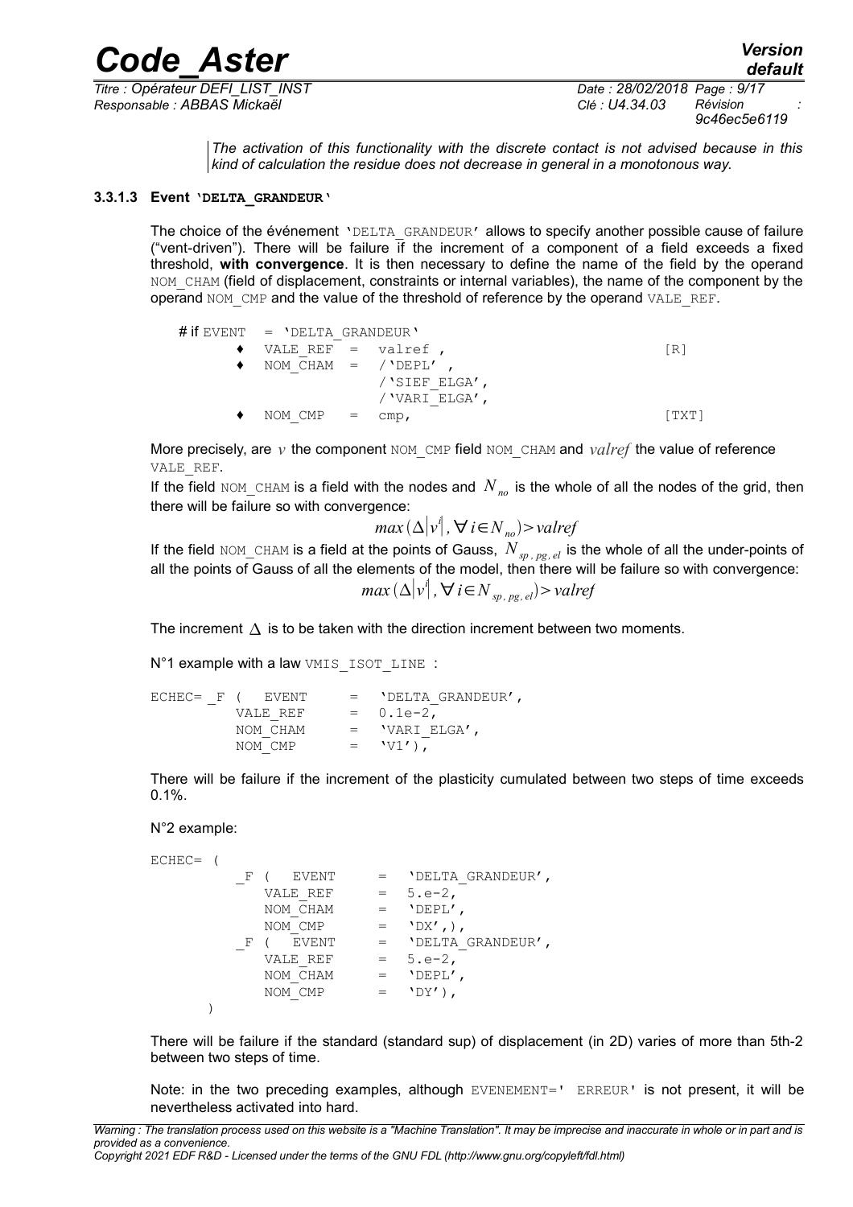*The activation of this functionality with the discrete contact is not advised because in this kind of calculation the residue does not decrease in general in a monotonous way.*

#### 3.3.1.3 Event `'DELTA_GRANDEUR'`

The choice of the événement `'DELTA_GRANDEUR'` allows to specify another possible cause of failure ("vent-driven"). There will be failure if the increment of a component of a field exceeds a fixed threshold, **with convergence**. It is then necessary to define the name of the field by the operand `NOM_CHAM` (field of displacement, constraints or internal variables), the name of the component by the operand `NOM_CMP` and the value of the threshold of reference by the operand `VALE_REF`.

```
# if EVENT   = 'DELTA_GRANDEUR'
      ♦  VALE_REF  =  valref ,                    [R]
      ♦  NOM_CHAM  =  /'DEPL' ,
                      /'SIEF_ELGA',
                      /'VARI_ELGA',
      ♦  NOM_CMP   =  cmp,                        [TXT]
```

More precisely, are $v$ the component `NOM_CMP` field `NOM_CHAM` and $valref$ the value of reference `VALE_REF`.

If the field `NOM_CHAM` is a field with the nodes and $N_{no}$ is the whole of all the nodes of the grid, then there will be failure so with convergence:

$$max(\Delta|v^i|, \forall i \in N_{no}) > valref$$

If the field `NOM_CHAM` is a field at the points of Gauss, $N_{sp,pg,el}$ is the whole of all the under-points of all the points of Gauss of all the elements of the model, then there will be failure so with convergence:

$$max(\Delta|v^i|, \forall i \in N_{sp,pg,el}) > valref$$

The increment $\Delta$ is to be taken with the direction increment between two moments.

N°1 example with a law `VMIS_ISOT_LINE` :

```
ECHEC= _F (  EVENT      =  'DELTA_GRANDEUR',
          VALE_REF      =  0.1e-2,
          NOM_CHAM      =  'VARI_ELGA',
          NOM_CMP       =  'V1'),
```

There will be failure if the increment of the plasticity cumulated between two steps of time exceeds 0.1%.

N°2 example:

```
ECHEC= (
         _F (  EVENT      =  'DELTA_GRANDEUR',
             VALE_REF     =  5.e-2,
             NOM_CHAM     =  'DEPL',
             NOM_CMP      =  'DX',),
         _F (  EVENT      =  'DELTA_GRANDEUR',
             VALE_REF     =  5.e-2,
             NOM_CHAM     =  'DEPL',
             NOM_CMP      =  'DY'),
       )
```

There will be failure if the standard (standard sup) of displacement (in 2D) varies of more than 5th-2 between two steps of time.

Note: in the two preceding examples, although `EVENEMENT=' ERREUR'` is not present, it will be nevertheless activated into hard.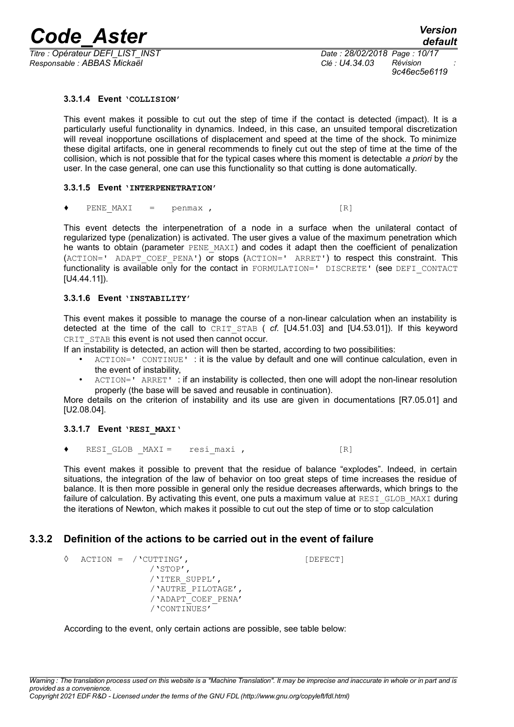#### 3.3.1.4 Event 'COLLISION'

This event makes it possible to cut out the step of time if the contact is detected (impact). It is a particularly useful functionality in dynamics. Indeed, in this case, an unsuited temporal discretization will reveal inopportune oscillations of displacement and speed at the time of the shock. To minimize these digital artifacts, one in general recommends to finely cut out the step of time at the time of the collision, which is not possible that for the typical cases where this moment is detectable *a priori* by the user. In the case general, one can use this functionality so that cutting is done automatically.

#### 3.3.1.5 Event 'INTERPENETRATION'

```
♦   PENE_MAXI   =   penmax ,                          [R]
```

This event detects the interpenetration of a node in a surface when the unilateral contact of regularized type (penalization) is activated. The user gives a value of the maximum penetration which he wants to obtain (parameter PENE_MAXI) and codes it adapt then the coefficient of penalization (ACTION=' ADAPT_COEF_PENA') or stops (ACTION=' ARRET') to respect this constraint. This functionality is available only for the contact in FORMULATION=' DISCRETE' (see DEFI_CONTACT [U4.44.11]).

#### 3.3.1.6 Event 'INSTABILITY'

This event makes it possible to manage the course of a non-linear calculation when an instability is detected at the time of the call to CRIT_STAB ( *cf.* [U4.51.03] and [U4.53.01]). If this keyword CRIT_STAB this event is not used then cannot occur.

If an instability is detected, an action will then be started, according to two possibilities:

- ACTION=' CONTINUE' : it is the value by default and one will continue calculation, even in the event of instability,
- ACTION=' ARRET' : if an instability is collected, then one will adopt the non-linear resolution properly (the base will be saved and reusable in continuation).

More details on the criterion of instability and its use are given in documentations [R7.05.01] and [U2.08.04].

#### 3.3.1.7 Event 'RESI_MAXI'

```
♦   RESI_GLOB _MAXI =   resi_maxi ,                   [R]
```

This event makes it possible to prevent that the residue of balance "explodes". Indeed, in certain situations, the integration of the law of behavior on too great steps of time increases the residue of balance. It is then more possible in general only the residue decreases afterwards, which brings to the failure of calculation. By activating this event, one puts a maximum value at RESI_GLOB_MAXI during the iterations of Newton, which makes it possible to cut out the step of time or to stop calculation

### 3.3.2 Definition of the actions to be carried out in the event of failure

```
◊  ACTION = /'CUTTING',                          [DEFECT]
            /'STOP',
            /'ITER_SUPPL',
            /'AUTRE_PILOTAGE',
            /'ADAPT_COEF_PENA'
            /'CONTINUES'
```

According to the event, only certain actions are possible, see table below: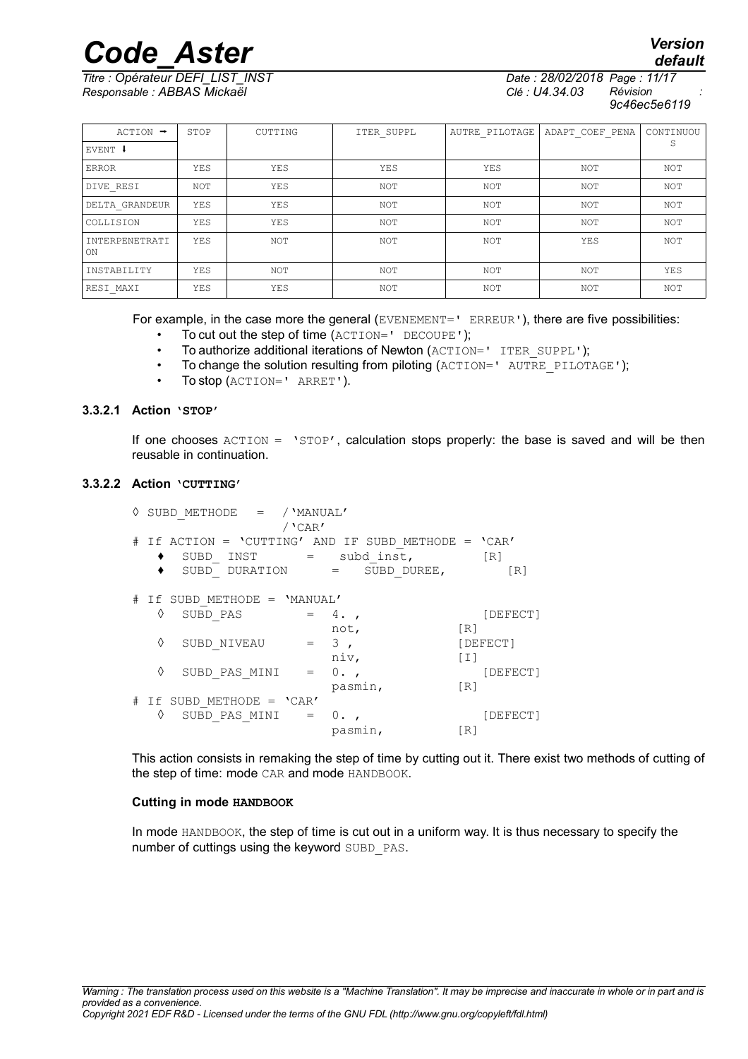| ACTION → / EVENT ↓ | STOP | CUTTING | ITER_SUPPL | AUTRE_PILOTAGE | ADAPT_COEF_PENA | CONTINUOUS |
|---|---|---|---|---|---|---|
| ERROR | YES | YES | YES | YES | NOT | NOT |
| DIVE_RESI | NOT | YES | NOT | NOT | NOT | NOT |
| DELTA_GRANDEUR | YES | YES | NOT | NOT | NOT | NOT |
| COLLISION | YES | YES | NOT | NOT | NOT | NOT |
| INTERPENETRATION | YES | NOT | NOT | NOT | YES | NOT |
| INSTABILITY | YES | NOT | NOT | NOT | NOT | YES |
| RESI_MAXI | YES | YES | NOT | NOT | NOT | NOT |

For example, in the case more the general (EVENEMENT=' ERREUR'), there are five possibilities:

- To cut out the step of time (ACTION=' DECOUPE');
- To authorize additional iterations of Newton (ACTION=' ITER_SUPPL');
- To change the solution resulting from piloting (ACTION=' AUTRE_PILOTAGE');
- To stop (ACTION=' ARRET').

#### 3.3.2.1 Action 'STOP'

If one chooses ACTION = 'STOP', calculation stops properly: the base is saved and will be then reusable in continuation.

#### 3.3.2.2 Action 'CUTTING'

```
◊ SUBD_METHODE   =  /'MANUAL'
                    /'CAR'
# If ACTION = 'CUTTING' AND IF SUBD_METHODE = 'CAR'
   ♦  SUBD_ INST       =   subd_inst,          [R]
   ♦  SUBD_ DURATION      =   SUBD_DUREE,          [R]

# If SUBD_METHODE = 'MANUAL'
   ◊  SUBD_PAS         =  4. ,                  [DEFECT]
                          not,              [R]
   ◊  SUBD_NIVEAU      =  3 ,               [DEFECT]
                          niv,              [I]
   ◊  SUBD_PAS_MINI    =  0. ,                  [DEFECT]
                          pasmin,           [R]
# If SUBD_METHODE = 'CAR'
   ◊  SUBD_PAS_MINI    =  0. ,                  [DEFECT]
                          pasmin,           [R]
```

This action consists in remaking the step of time by cutting out it. There exist two methods of cutting of the step of time: mode CAR and mode HANDBOOK.

**Cutting in mode HANDBOOK**

In mode HANDBOOK, the step of time is cut out in a uniform way. It is thus necessary to specify the number of cuttings using the keyword SUBD_PAS.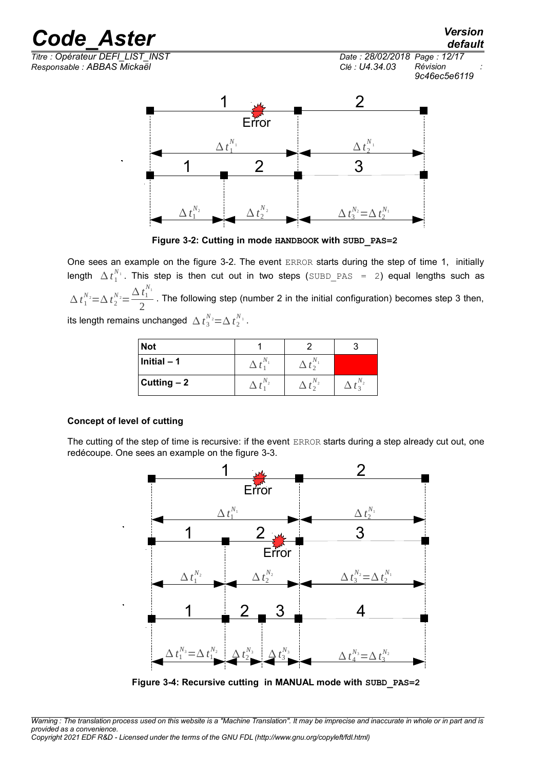Figure 3-2: Cutting in mode **HANDBOOK** with **SUBD_PAS=2**

One sees an example on the figure 3-2. The event ERROR starts during the step of time 1, initially length $\Delta t_1^{N_1}$. This step is then cut out in two steps (SUBD_PAS = 2) equal lengths such as $\Delta t_1^{N_2} = \Delta t_2^{N_2} = \frac{\Delta t_1^{N_1}}{2}$. The following step (number 2 in the initial configuration) becomes step 3 then, its length remains unchanged $\Delta t_3^{N_2} = \Delta t_2^{N_1}$.

| Not | 1 | 2 | 3 |
|---|---|---|---|
| Initial – 1 | $\Delta t_1^{N_1}$ | $\Delta t_2^{N_1}$ | |
| Cutting – 2 | $\Delta t_1^{N_2}$ | $\Delta t_2^{N_2}$ | $\Delta t_3^{N_2}$ |

**Concept of level of cutting**

The cutting of the step of time is recursive: if the event ERROR starts during a step already cut out, one redécoupe. One sees an example on the figure 3-3.

Figure 3-4: Recursive cutting in MANUAL mode with **SUBD_PAS=2**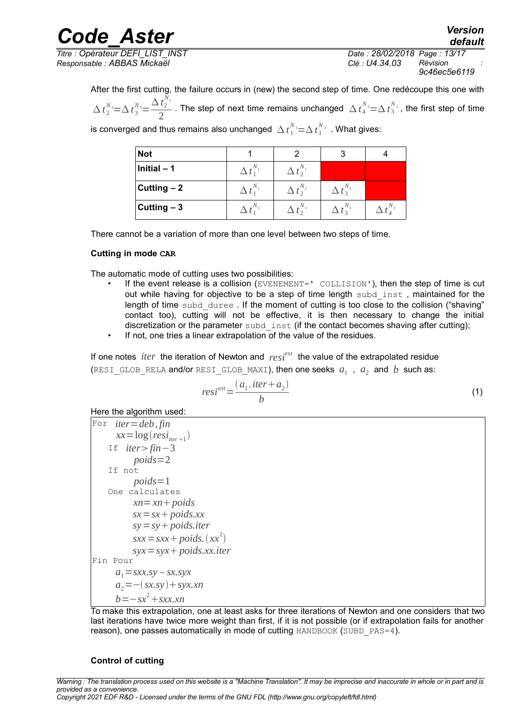After the first cutting, the failure occurs in (new) the second step of time. One redécoupe this one with $\Delta t_2^{N_3}=\Delta t_3^{N_3}=\frac{\Delta t_2^{N_2}}{2}$ . The step of next time remains unchanged $\Delta t_4^{N_3}=\Delta t_3^{N_2}$, the first step of time is converged and thus remains also unchanged $\Delta t_1^{N_3}=\Delta t_1^{N_2}$ . What gives:

| Not | 1 | 2 | 3 | 4 |
|---|---|---|---|---|
| Initial – 1 | $\Delta t_1^{N_1}$ | $\Delta t_2^{N_1}$ | | |
| Cutting – 2 | $\Delta t_1^{N_2}$ | $\Delta t_2^{N_2}$ | $\Delta t_3^{N_2}$ | |
| Cutting – 3 | $\Delta t_1^{N_3}$ | $\Delta t_2^{N_3}$ | $\Delta t_3^{N_3}$ | $\Delta t_4^{N_3}$ |

There cannot be a variation of more than one level between two steps of time.

**Cutting in mode `CAR`**

The automatic mode of cutting uses two possibilities:

- If the event release is a collision (`EVENEMENT=' COLLISION'`), then the step of time is cut out while having for objective to be a step of time length `subd_inst` , maintained for the length of time `subd_duree` . If the moment of cutting is too close to the collision ("shaving" contact too), cutting will not be effective, it is then necessary to change the initial discretization or the parameter `subd_inst` (if the contact becomes shaving after cutting);
- If not, one tries a linear extrapolation of the value of the residues.

If one notes $iter$ the iteration of Newton and $resi^{ext}$ the value of the extrapolated residue (`RESI_GLOB_RELA` and/or `RESI_GLOB_MAXI`), then one seeks $a_1$ , $a_2$ and $b$ such as:

$$resi^{ext}=\frac{(a_1.iter+a_2)}{b} \tag{1}$$

Here the algorithm used:

For $iter=deb,fin$

$\quad xx=\log(resi_{iter+1})$

$\quad$ If $iter>fin-3$

$\quad\quad poids=2$

$\quad$ If not

$\quad\quad poids=1$

$\quad$ One calculates

$\quad\quad xn=xn+poids$

$\quad\quad sx=sx+poids.xx$

$\quad\quad sy=sy+poids.iter$

$\quad\quad sxx=sxx+poids.(xx^2)$

$\quad\quad syx=syx+poids.xx.iter$

Fin Pour

$\quad a_1=sxx.sy-sx.syx$

$\quad a_2=-(sx.sy)+syx.xn$

$\quad b=-sx^2+sxx.xn$

To make this extrapolation, one at least asks for three iterations of Newton and one considers that two last iterations have twice more weight than first, if it is not possible (or if extrapolation fails for another reason), one passes automatically in mode of cutting `HANDBOOK` (`SUBD_PAS=4`).

**Control of cutting**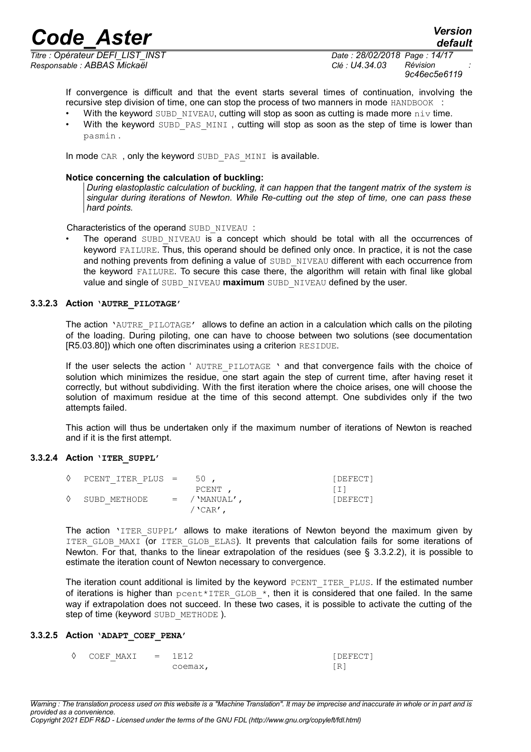If convergence is difficult and that the event starts several times of continuation, involving the recursive step division of time, one can stop the process of two manners in mode HANDBOOK :

- With the keyword SUBD_NIVEAU, cutting will stop as soon as cutting is made more niv time.
- With the keyword SUBD_PAS_MINI , cutting will stop as soon as the step of time is lower than pasmin .

In mode CAR , only the keyword SUBD_PAS_MINI is available.

**Notice concerning the calculation of buckling:**

*During elastoplastic calculation of buckling, it can happen that the tangent matrix of the system is singular during iterations of Newton. While Re-cutting out the step of time, one can pass these hard points.*

Characteristics of the operand SUBD_NIVEAU :

- The operand SUBD_NIVEAU is a concept which should be total with all the occurrences of keyword FAILURE. Thus, this operand should be defined only once. In practice, it is not the case and nothing prevents from defining a value of SUBD_NIVEAU different with each occurrence from the keyword FAILURE. To secure this case there, the algorithm will retain with final like global value and single of SUBD_NIVEAU **maximum** SUBD_NIVEAU defined by the user.

#### 3.3.2.3 Action 'AUTRE_PILOTAGE'

The action 'AUTRE_PILOTAGE' allows to define an action in a calculation which calls on the piloting of the loading. During piloting, one can have to choose between two solutions (see documentation [R5.03.80]) which one often discriminates using a criterion RESIDUE.

If the user selects the action ' AUTRE_PILOTAGE ' and that convergence fails with the choice of solution which minimizes the residue, one start again the step of current time, after having reset it correctly, but without subdividing. With the first iteration where the choice arises, one will choose the solution of maximum residue at the time of this second attempt. One subdivides only if the two attempts failed.

This action will thus be undertaken only if the maximum number of iterations of Newton is reached and if it is the first attempt.

#### 3.3.2.4 Action 'ITER_SUPPL'

```
◊  PCENT_ITER_PLUS =   50 ,                       [DEFECT]
                       PCENT ,                    [I]
◊  SUBD_METHODE    =  /'MANUAL',                  [DEFECT]
                      /'CAR',
```

The action 'ITER_SUPPL' allows to make iterations of Newton beyond the maximum given by ITER_GLOB_MAXI (or ITER_GLOB_ELAS). It prevents that calculation fails for some iterations of Newton. For that, thanks to the linear extrapolation of the residues (see § 3.3.2.2), it is possible to estimate the iteration count of Newton necessary to convergence.

The iteration count additional is limited by the keyword PCENT_ITER_PLUS. If the estimated number of iterations is higher than pcent*ITER_GLOB_*, then it is considered that one failed. In the same way if extrapolation does not succeed. In these two cases, it is possible to activate the cutting of the step of time (keyword SUBD_METHODE ).

#### 3.3.2.5 Action 'ADAPT_COEF_PENA'

```
◊  COEF_MAXI   =  1E12                            [DEFECT]
                  coemax,                         [R]
```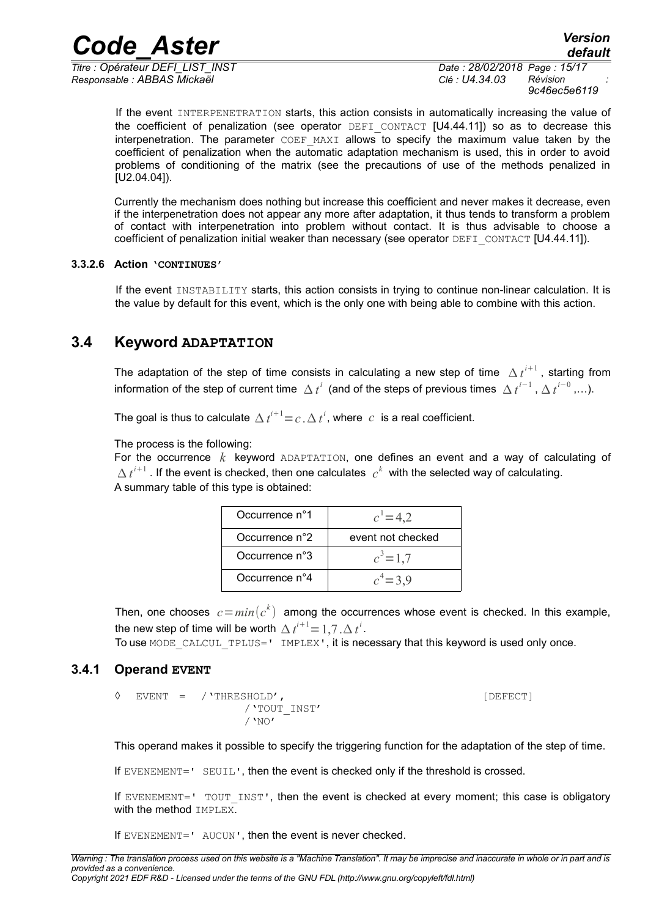If the event INTERPENETRATION starts, this action consists in automatically increasing the value of the coefficient of penalization (see operator DEFI_CONTACT [U4.44.11]) so as to decrease this interpenetration. The parameter COEF_MAXI allows to specify the maximum value taken by the coefficient of penalization when the automatic adaptation mechanism is used, this in order to avoid problems of conditioning of the matrix (see the precautions of use of the methods penalized in [U2.04.04]).

Currently the mechanism does nothing but increase this coefficient and never makes it decrease, even if the interpenetration does not appear any more after adaptation, it thus tends to transform a problem of contact with interpenetration into problem without contact. It is thus advisable to choose a coefficient of penalization initial weaker than necessary (see operator DEFI_CONTACT [U4.44.11]).

#### 3.3.2.6 Action 'CONTINUES'

If the event INSTABILITY starts, this action consists in trying to continue non-linear calculation. It is the value by default for this event, which is the only one with being able to combine with this action.

## 3.4 Keyword ADAPTATION

The adaptation of the step of time consists in calculating a new step of time $\Delta t^{i+1}$, starting from information of the step of current time $\Delta t^{i}$ (and of the steps of previous times $\Delta t^{i-1}$, $\Delta t^{i-0}$,...).

The goal is thus to calculate $\Delta t^{i+1} = c . \Delta t^{i}$, where $c$ is a real coefficient.

The process is the following:
For the occurrence $k$ keyword ADAPTATION, one defines an event and a way of calculating of $\Delta t^{i+1}$. If the event is checked, then one calculates $c^{k}$ with the selected way of calculating.
A summary table of this type is obtained:

| | |
|---|---|
| Occurrence n°1 | $c^{1} = 4{,}2$ |
| Occurrence n°2 | event not checked |
| Occurrence n°3 | $c^{3} = 1{,}7$ |
| Occurrence n°4 | $c^{4} = 3{,}9$ |

Then, one chooses $c = min(c^{k})$ among the occurrences whose event is checked. In this example, the new step of time will be worth $\Delta t^{i+1} = 1{,}7 . \Delta t^{i}$.
To use MODE_CALCUL_TPLUS=' IMPLEX', it is necessary that this keyword is used only once.

### 3.4.1 Operand EVENT

```
◊  EVENT  =  /'THRESHOLD',                              [DEFECT]
                /'TOUT_INST'
                /'NO'
```

This operand makes it possible to specify the triggering function for the adaptation of the step of time.

If EVENEMENT=' SEUIL', then the event is checked only if the threshold is crossed.

If EVENEMENT=' TOUT_INST', then the event is checked at every moment; this case is obligatory with the method IMPLEX.

If EVENEMENT=' AUCUN', then the event is never checked.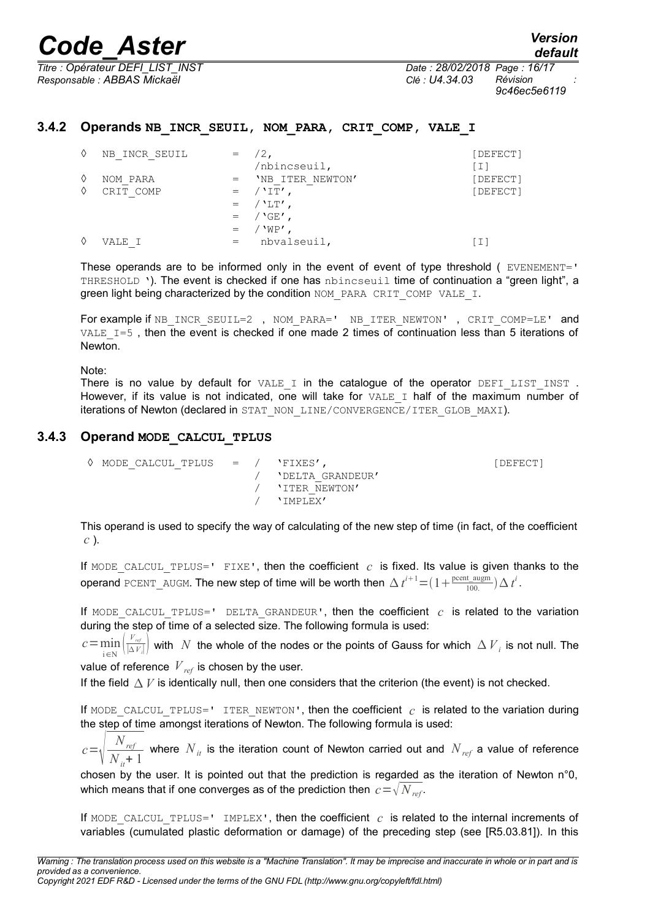### 3.4.2 Operands NB_INCR_SEUIL, NOM_PARA, CRIT_COMP, VALE_I

```
◊  NB_INCR_SEUIL      =  /2,                    [DEFECT]
                         /nbincseuil,           [I]
◊  NOM_PARA           =  'NB_ITER_NEWTON'       [DEFECT]
◊  CRIT_COMP          =  /'IT',                 [DEFECT]
                      =  /'LT',
                      =  /'GE',
                      =  /'WP',
◊  VALE_I             =   nbvalseuil,           [I]
```

These operands are to be informed only in the event of event of type threshold ( EVENEMENT=' THRESHOLD '). The event is checked if one has nbincseuil time of continuation a "green light", a green light being characterized by the condition NOM_PARA CRIT_COMP VALE_I.

For example if NB_INCR_SEUIL=2 , NOM_PARA=' NB_ITER_NEWTON' , CRIT_COMP=LE' and VALE_I=5 , then the event is checked if one made 2 times of continuation less than 5 iterations of Newton.

Note:
There is no value by default for VALE_I in the catalogue of the operator DEFI_LIST_INST . However, if its value is not indicated, one will take for VALE_I half of the maximum number of iterations of Newton (declared in STAT_NON_LINE/CONVERGENCE/ITER_GLOB_MAXI).

### 3.4.3 Operand MODE_CALCUL_TPLUS

```
◊ MODE_CALCUL_TPLUS   =  /  'FIXES',            [DEFECT]
                         /  'DELTA_GRANDEUR'
                         /  'ITER_NEWTON'
                         /  'IMPLEX'
```

This operand is used to specify the way of calculating of the new step of time (in fact, of the coefficient $c$ ).

If MODE_CALCUL_TPLUS=' FIXE', then the coefficient $c$ is fixed. Its value is given thanks to the operand PCENT_AUGM. The new step of time will be worth then $\Delta t^{i+1}=(1+\frac{\text{pcent\_augm}}{100.})\Delta t^{i}$.

If MODE_CALCUL_TPLUS=' DELTA_GRANDEUR', then the coefficient $c$ is related to the variation during the step of time of a selected size. The following formula is used:

$c=\min_{i\in N}\left(\frac{V_{ref}}{|\Delta V_i|}\right)$ with $N$ the whole of the nodes or the points of Gauss for which $\Delta V_i$ is not null. The value of reference $V_{ref}$ is chosen by the user.

If the field $\Delta V$ is identically null, then one considers that the criterion (the event) is not checked.

If MODE_CALCUL_TPLUS=' ITER_NEWTON', then the coefficient $c$ is related to the variation during the step of time amongst iterations of Newton. The following formula is used:

$c=\sqrt{\frac{N_{ref}}{N_{it}+1}}$ where $N_{it}$ is the iteration count of Newton carried out and $N_{ref}$ a value of reference chosen by the user. It is pointed out that the prediction is regarded as the iteration of Newton n°0, which means that if one converges as of the prediction then $c=\sqrt{N_{ref}}$.

If MODE_CALCUL_TPLUS=' IMPLEX', then the coefficient $c$ is related to the internal increments of variables (cumulated plastic deformation or damage) of the preceding step (see [R5.03.81]). In this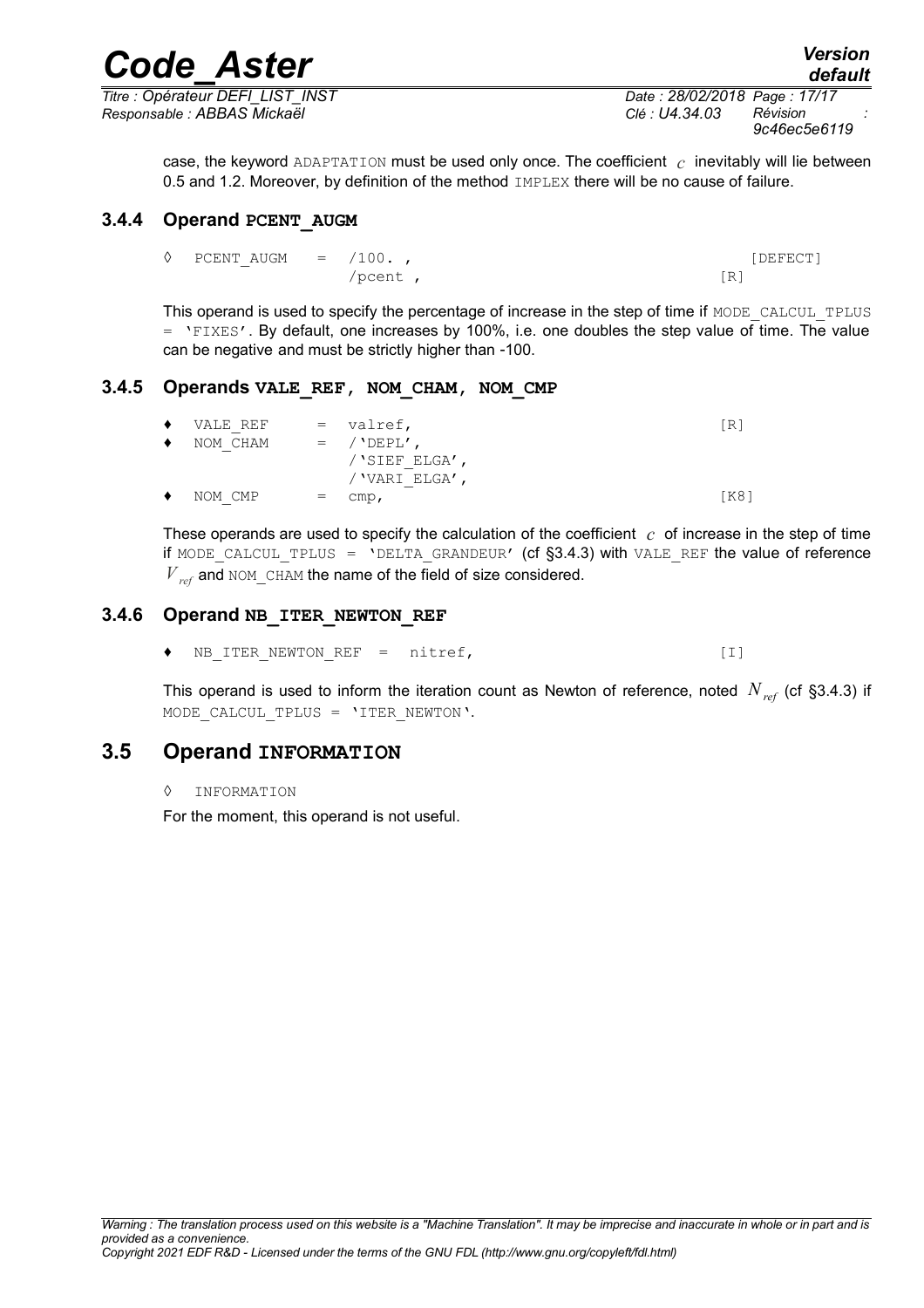case, the keyword ADAPTATION must be used only once. The coefficient $c$ inevitably will lie between 0.5 and 1.2. Moreover, by definition of the method IMPLEX there will be no cause of failure.

### 3.4.4 Operand PCENT_AUGM

```
◊  PCENT_AUGM    =  /100. ,                              [DEFECT]
                    /pcent ,                          [R]
```

This operand is used to specify the percentage of increase in the step of time if MODE_CALCUL_TPLUS = 'FIXES'. By default, one increases by 100%, i.e. one doubles the step value of time. The value can be negative and must be strictly higher than -100.

### 3.4.5 Operands VALE_REF, NOM_CHAM, NOM_CMP

```
♦  VALE_REF    =  valref,                             [R]
♦  NOM_CHAM    =  /'DEPL',
                  /'SIEF_ELGA',
                  /'VARI_ELGA',
♦  NOM_CMP     =  cmp,                                [K8]
```

These operands are used to specify the calculation of the coefficient $c$ of increase in the step of time if MODE_CALCUL_TPLUS = 'DELTA_GRANDEUR' (cf §3.4.3) with VALE_REF the value of reference $V_{ref}$ and NOM_CHAM the name of the field of size considered.

### 3.4.6 Operand NB_ITER_NEWTON_REF

```
♦  NB_ITER_NEWTON_REF  =  nitref,                     [I]
```

This operand is used to inform the iteration count as Newton of reference, noted $N_{ref}$ (cf §3.4.3) if MODE_CALCUL_TPLUS = 'ITER_NEWTON'.

## 3.5 Operand INFORMATION

```
◊  INFORMATION
```

For the moment, this operand is not useful.